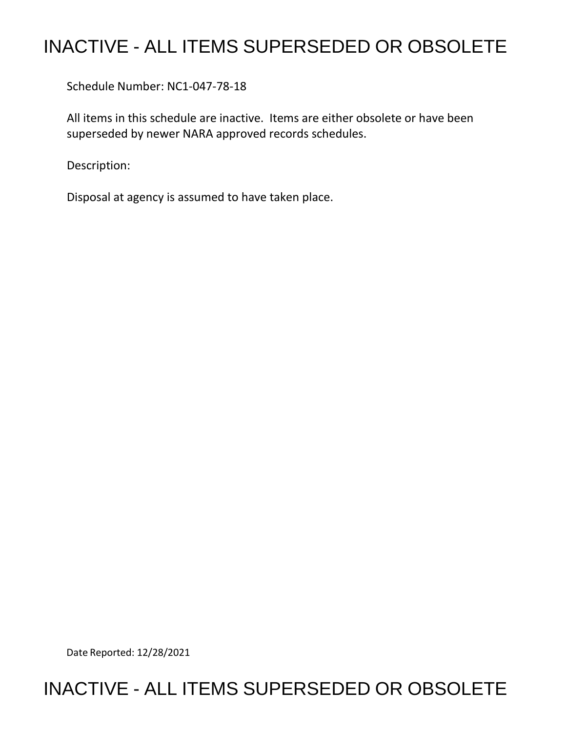# INACTIVE - ALL ITEMS SUPERSEDED OR OBSOLETE

Schedule Number: NC1-047-78-18

All items in this schedule are inactive. Items are either obsolete or have been superseded by newer NARA approved records schedules.

Description:

Disposal at agency is assumed to have taken place.

Date Reported: 12/28/2021

# INACTIVE - ALL ITEMS SUPERSEDED OR OBSOLETE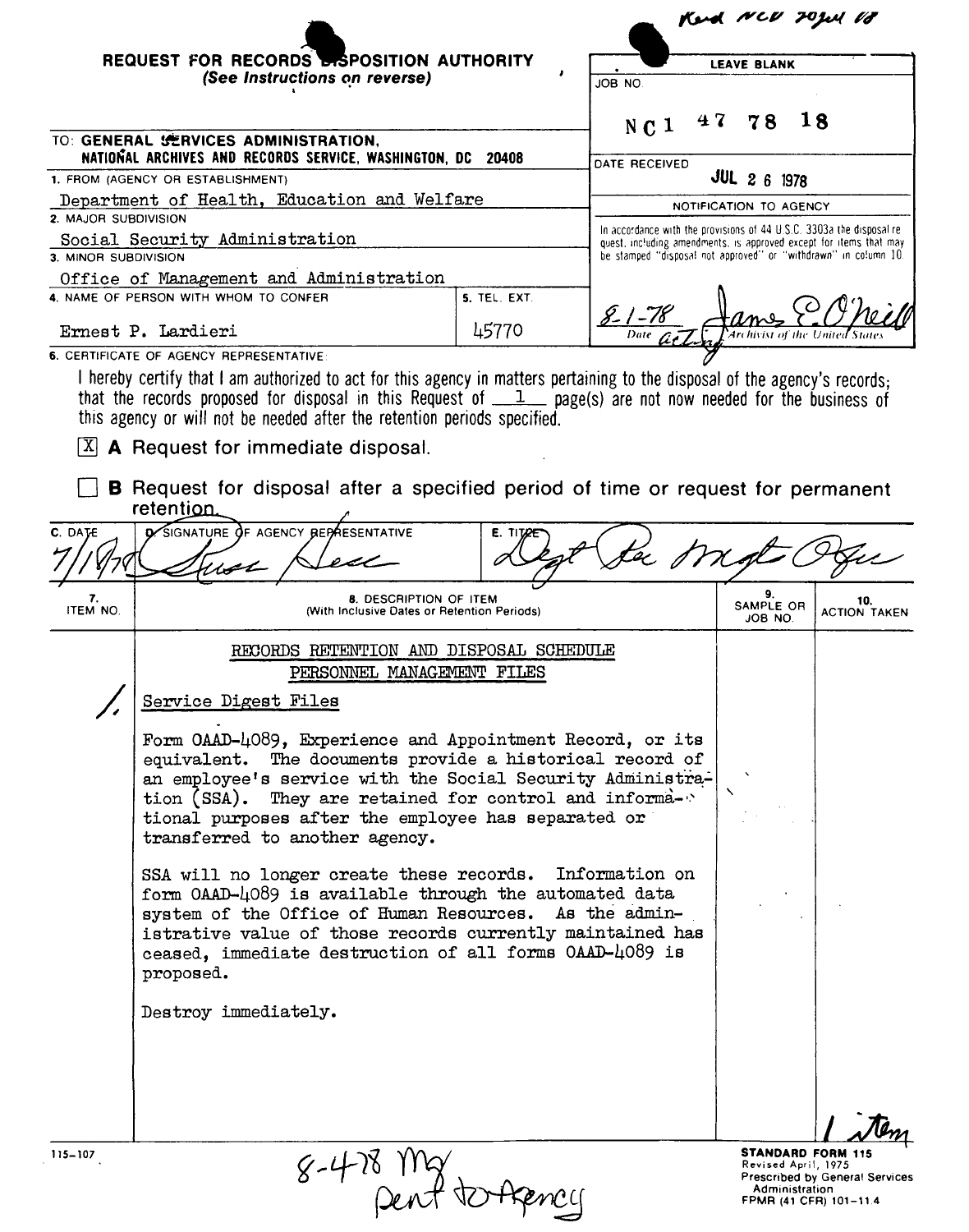Recd NCD 20Jul 78

**REQUEST FOR RECORDS DISPOSITION AUTHORITY**
*(See Instructions on reverse)*

| LEAVE BLANK |
|---|
| JOB NO. NC1 47 78 18 |
| DATE RECEIVED JUL 26 1978 |
| NOTIFICATION TO AGENCY |
| In accordance with the provisions of 44 U.S.C. 3303a the disposal request, including amendments, is approved except for items that may be stamped "disposal not approved" or "withdrawn" in column 10. |
| 8-1-78 — Date — James E. O'Neill, Acting Archivist of the United States |

TO: **GENERAL SERVICES ADMINISTRATION, NATIONAL ARCHIVES AND RECORDS SERVICE, WASHINGTON, DC 20408**

1. FROM (AGENCY OR ESTABLISHMENT)
Department of Health, Education and Welfare

2. MAJOR SUBDIVISION
Social Security Administration

3. MINOR SUBDIVISION
Office of Management and Administration

4. NAME OF PERSON WITH WHOM TO CONFER
Ernest P. Lardieri

5. TEL. EXT.
45770

6. CERTIFICATE OF AGENCY REPRESENTATIVE:

I hereby certify that I am authorized to act for this agency in matters pertaining to the disposal of the agency's records; that the records proposed for disposal in this Request of 1 page(s) are not now needed for the business of this agency or will not be needed after the retention periods specified.

[X] **A** Request for immediate disposal.

[ ] **B** Request for disposal after a specified period of time or request for permanent retention.

| C. DATE | D. SIGNATURE OF AGENCY REPRESENTATIVE | E. TITLE |
|---|---|---|
| 7/18/78 | Susan Hess | Dept Rec Mgt Ofcr |

| 7. ITEM NO. | 8. DESCRIPTION OF ITEM (With Inclusive Dates or Retention Periods) | 9. SAMPLE OR JOB NO. | 10. ACTION TAKEN |
|---|---|---|---|
| | RECORDS RETENTION AND DISPOSAL SCHEDULE<br>PERSONNEL MANAGEMENT FILES | | |
| 1. | Service Digest Files<br><br>Form OAAD-4089, Experience and Appointment Record, or its equivalent. The documents provide a historical record of an employee's service with the Social Security Administration (SSA). They are retained for control and informational purposes after the employee has separated or transferred to another agency.<br><br>SSA will no longer create these records. Information on form OAAD-4089 is available through the automated data system of the Office of Human Resources. As the administrative value of those records currently maintained has ceased, immediate destruction of all forms OAAD-4089 is proposed.<br><br>Destroy immediately. | | |
| | | | 1 item |

115-107

8-4-78 Mg
Sent to Agency

**STANDARD FORM 115**
Revised April, 1975
Prescribed by General Services Administration
FPMR (41 CFR) 101-11.4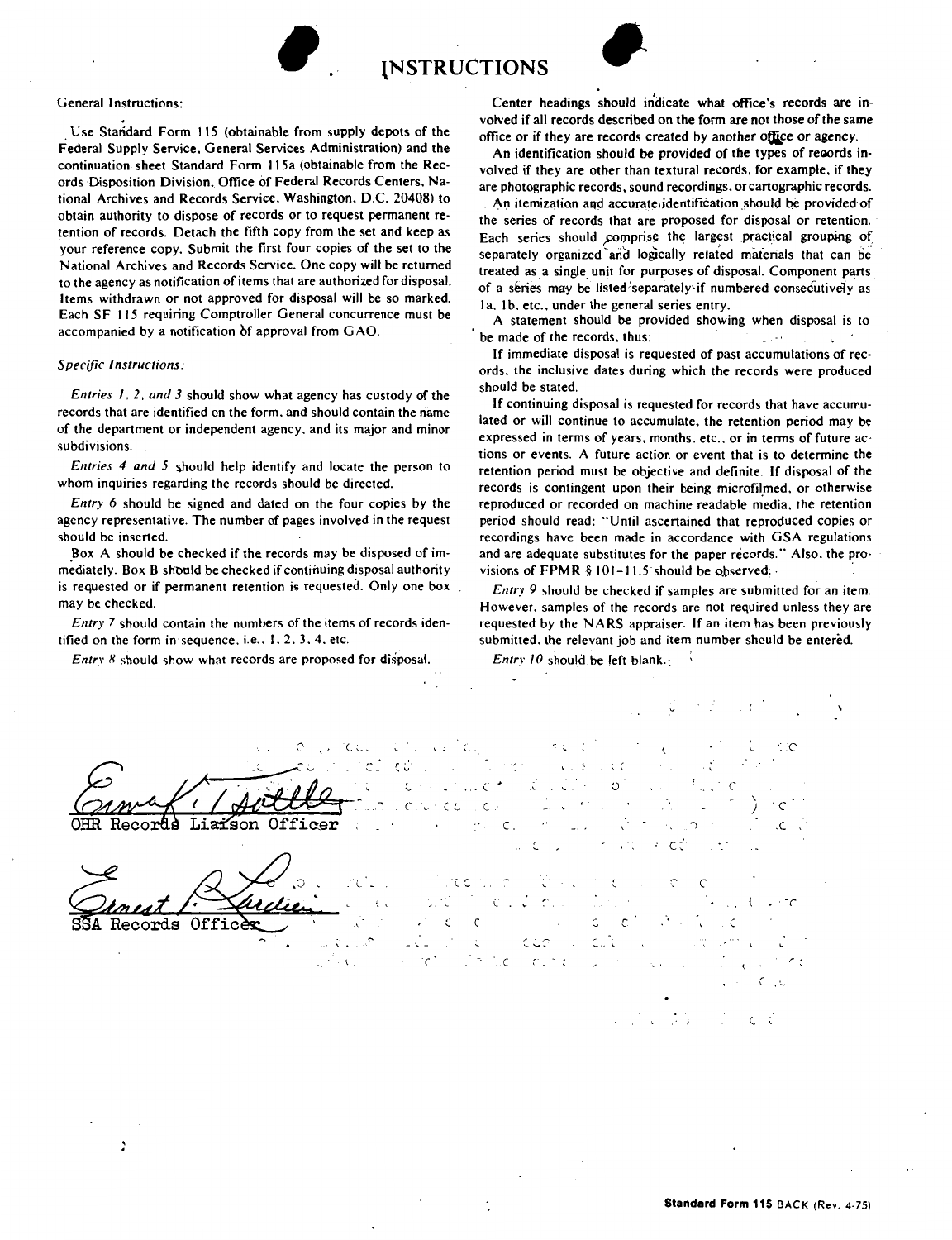# INSTRUCTIONS

General Instructions:

Use Standard Form 115 (obtainable from supply depots of the Federal Supply Service, General Services Administration) and the continuation sheet Standard Form 115a (obtainable from the Records Disposition Division, Office of Federal Records Centers, National Archives and Records Service, Washington, D.C. 20408) to obtain authority to dispose of records or to request permanent retention of records. Detach the fifth copy from the set and keep as your reference copy. Submit the first four copies of the set to the National Archives and Records Service. One copy will be returned to the agency as notification of items that are authorized for disposal. Items withdrawn or not approved for disposal will be so marked. Each SF 115 requiring Comptroller General concurrence must be accompanied by a notification of approval from GAO.

*Specific Instructions:*

*Entries 1, 2, and 3* should show what agency has custody of the records that are identified on the form, and should contain the name of the department or independent agency, and its major and minor subdivisions.

*Entries 4 and 5* should help identify and locate the person to whom inquiries regarding the records should be directed.

*Entry 6* should be signed and dated on the four copies by the agency representative. The number of pages involved in the request should be inserted.

Box A should be checked if the records may be disposed of immediately. Box B should be checked if continuing disposal authority is requested or if permanent retention is requested. Only one box may be checked.

*Entry 7* should contain the numbers of the items of records identified on the form in sequence, i.e., 1, 2, 3, 4, etc.

*Entry 8* should show what records are proposed for disposal.

Center headings should indicate what office's records are involved if all records described on the form are not those of the same office or if they are records created by another office or agency.

An identification should be provided of the types of records involved if they are other than textural records, for example, if they are photographic records, sound recordings, or cartographic records.

An itemization and accurate identification should be provided of the series of records that are proposed for disposal or retention. Each series should comprise the largest practical grouping of separately organized and logically related materials that can be treated as a single unit for purposes of disposal. Component parts of a series may be listed separately if numbered consecutively as 1a, 1b, etc., under the general series entry.

A statement should be provided showing when disposal is to be made of the records, thus:

If immediate disposal is requested of past accumulations of records, the inclusive dates during which the records were produced should be stated.

If continuing disposal is requested for records that have accumulated or will continue to accumulate, the retention period may be expressed in terms of years, months, etc., or in terms of future actions or events. A future action or event that is to determine the retention period must be objective and definite. If disposal of the records is contingent upon their being microfilmed, or otherwise reproduced or recorded on machine readable media, the retention period should read: "Until ascertained that reproduced copies or recordings have been made in accordance with GSA regulations and are adequate substitutes for the paper records." Also, the provisions of FPMR § 101-11.5 should be observed.

*Entry 9* should be checked if samples are submitted for an item. However, samples of the records are not required unless they are requested by the NARS appraiser. If an item has been previously submitted, the relevant job and item number should be entered.

*Entry 10* should be left blank.

OHR Records Liaison Officer

SSA Records Officer

Standard Form 115 BACK (Rev. 4-75)